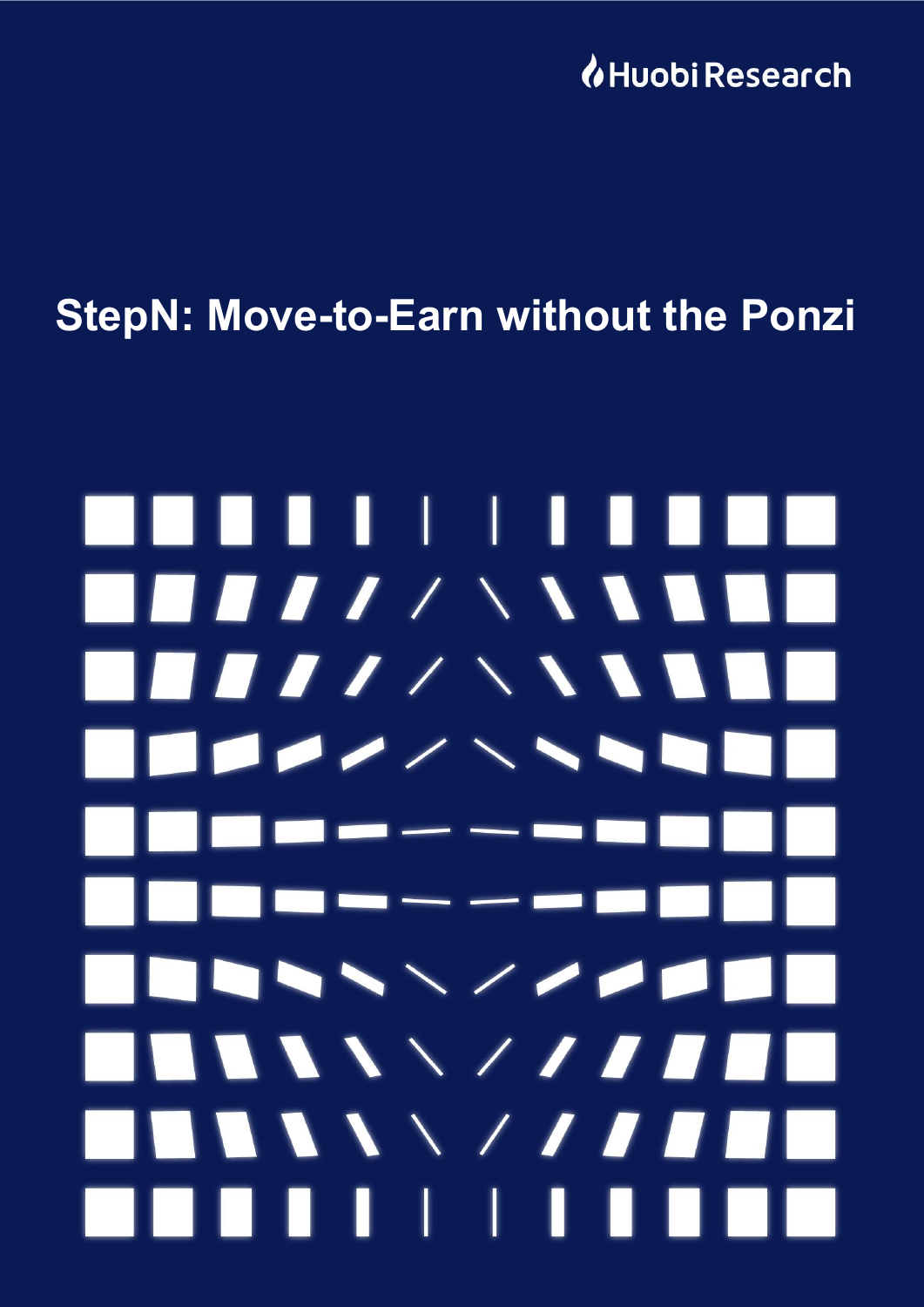Huobi Research

# StepN: Move-to-Earn without the Ponzi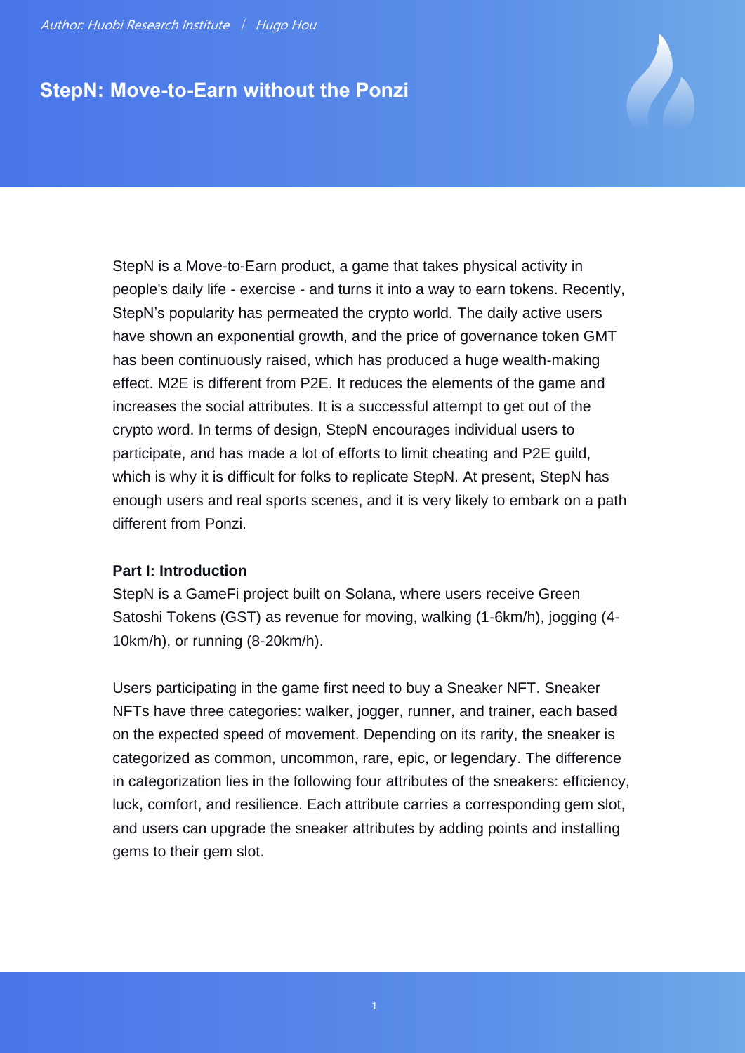Author: Huobi Research Institute | Hugo Hou

# StepN: Move-to-Earn without the Ponzi

StepN is a Move-to-Earn product, a game that takes physical activity in people's daily life - exercise - and turns it into a way to earn tokens. Recently, StepN's popularity has permeated the crypto world. The daily active users have shown an exponential growth, and the price of governance token GMT has been continuously raised, which has produced a huge wealth-making effect. M2E is different from P2E. It reduces the elements of the game and increases the social attributes. It is a successful attempt to get out of the crypto word. In terms of design, StepN encourages individual users to participate, and has made a lot of efforts to limit cheating and P2E guild, which is why it is difficult for folks to replicate StepN. At present, StepN has enough users and real sports scenes, and it is very likely to embark on a path different from Ponzi.

**Part I: Introduction**

StepN is a GameFi project built on Solana, where users receive Green Satoshi Tokens (GST) as revenue for moving, walking (1-6km/h), jogging (4-10km/h), or running (8-20km/h).

Users participating in the game first need to buy a Sneaker NFT. Sneaker NFTs have three categories: walker, jogger, runner, and trainer, each based on the expected speed of movement. Depending on its rarity, the sneaker is categorized as common, uncommon, rare, epic, or legendary. The difference in categorization lies in the following four attributes of the sneakers: efficiency, luck, comfort, and resilience. Each attribute carries a corresponding gem slot, and users can upgrade the sneaker attributes by adding points and installing gems to their gem slot.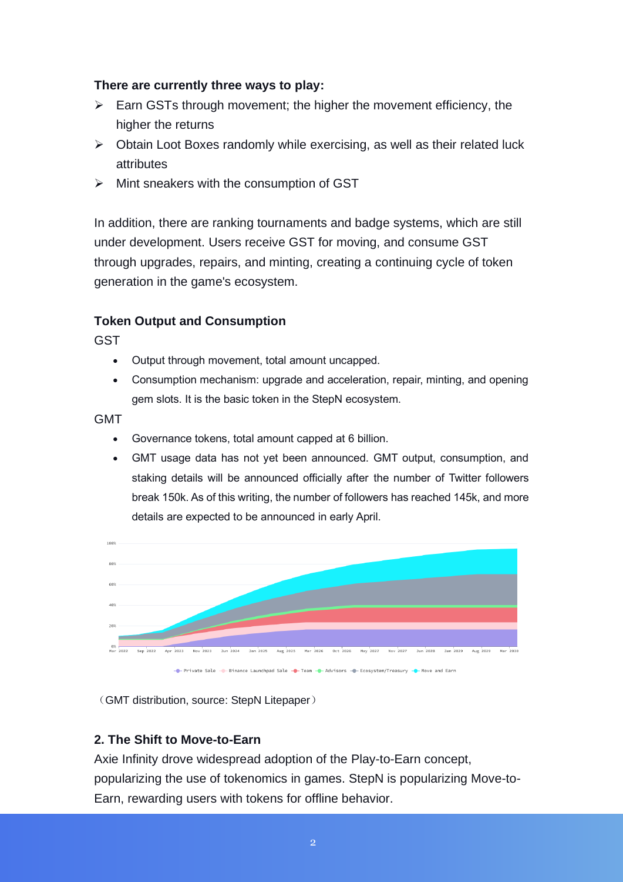**There are currently three ways to play:**

- Earn GSTs through movement; the higher the movement efficiency, the higher the returns
- Obtain Loot Boxes randomly while exercising, as well as their related luck attributes
- Mint sneakers with the consumption of GST

In addition, there are ranking tournaments and badge systems, which are still under development. Users receive GST for moving, and consume GST through upgrades, repairs, and minting, creating a continuing cycle of token generation in the game's ecosystem.

**Token Output and Consumption**

GST

- Output through movement, total amount uncapped.
- Consumption mechanism: upgrade and acceleration, repair, minting, and opening gem slots. It is the basic token in the StepN ecosystem.

GMT

- Governance tokens, total amount capped at 6 billion.
- GMT usage data has not yet been announced. GMT output, consumption, and staking details will be announced officially after the number of Twitter followers break 150k. As of this writing, the number of followers has reached 145k, and more details are expected to be announced in early April.

（GMT distribution, source: StepN Litepaper）

**2. The Shift to Move-to-Earn**

Axie Infinity drove widespread adoption of the Play-to-Earn concept, popularizing the use of tokenomics in games. StepN is popularizing Move-to-Earn, rewarding users with tokens for offline behavior.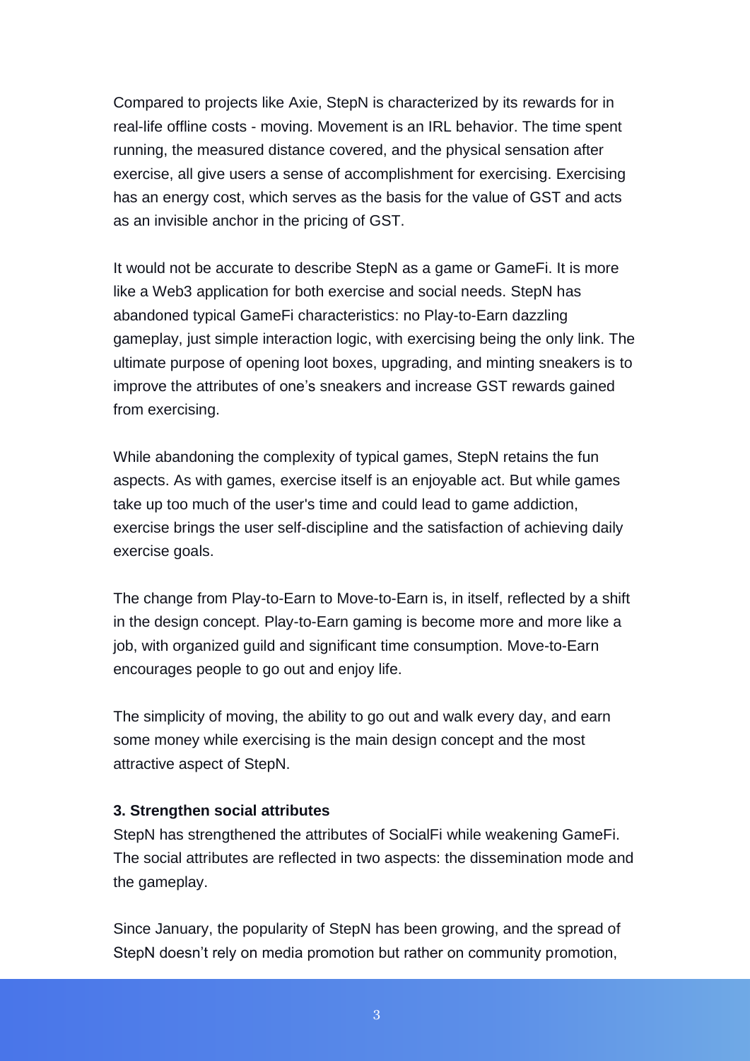Compared to projects like Axie, StepN is characterized by its rewards for in real-life offline costs - moving. Movement is an IRL behavior. The time spent running, the measured distance covered, and the physical sensation after exercise, all give users a sense of accomplishment for exercising. Exercising has an energy cost, which serves as the basis for the value of GST and acts as an invisible anchor in the pricing of GST.

It would not be accurate to describe StepN as a game or GameFi. It is more like a Web3 application for both exercise and social needs. StepN has abandoned typical GameFi characteristics: no Play-to-Earn dazzling gameplay, just simple interaction logic, with exercising being the only link. The ultimate purpose of opening loot boxes, upgrading, and minting sneakers is to improve the attributes of one's sneakers and increase GST rewards gained from exercising.

While abandoning the complexity of typical games, StepN retains the fun aspects. As with games, exercise itself is an enjoyable act. But while games take up too much of the user's time and could lead to game addiction, exercise brings the user self-discipline and the satisfaction of achieving daily exercise goals.

The change from Play-to-Earn to Move-to-Earn is, in itself, reflected by a shift in the design concept. Play-to-Earn gaming is become more and more like a job, with organized guild and significant time consumption. Move-to-Earn encourages people to go out and enjoy life.

The simplicity of moving, the ability to go out and walk every day, and earn some money while exercising is the main design concept and the most attractive aspect of StepN.

**3. Strengthen social attributes**

StepN has strengthened the attributes of SocialFi while weakening GameFi. The social attributes are reflected in two aspects: the dissemination mode and the gameplay.

Since January, the popularity of StepN has been growing, and the spread of StepN doesn't rely on media promotion but rather on community promotion,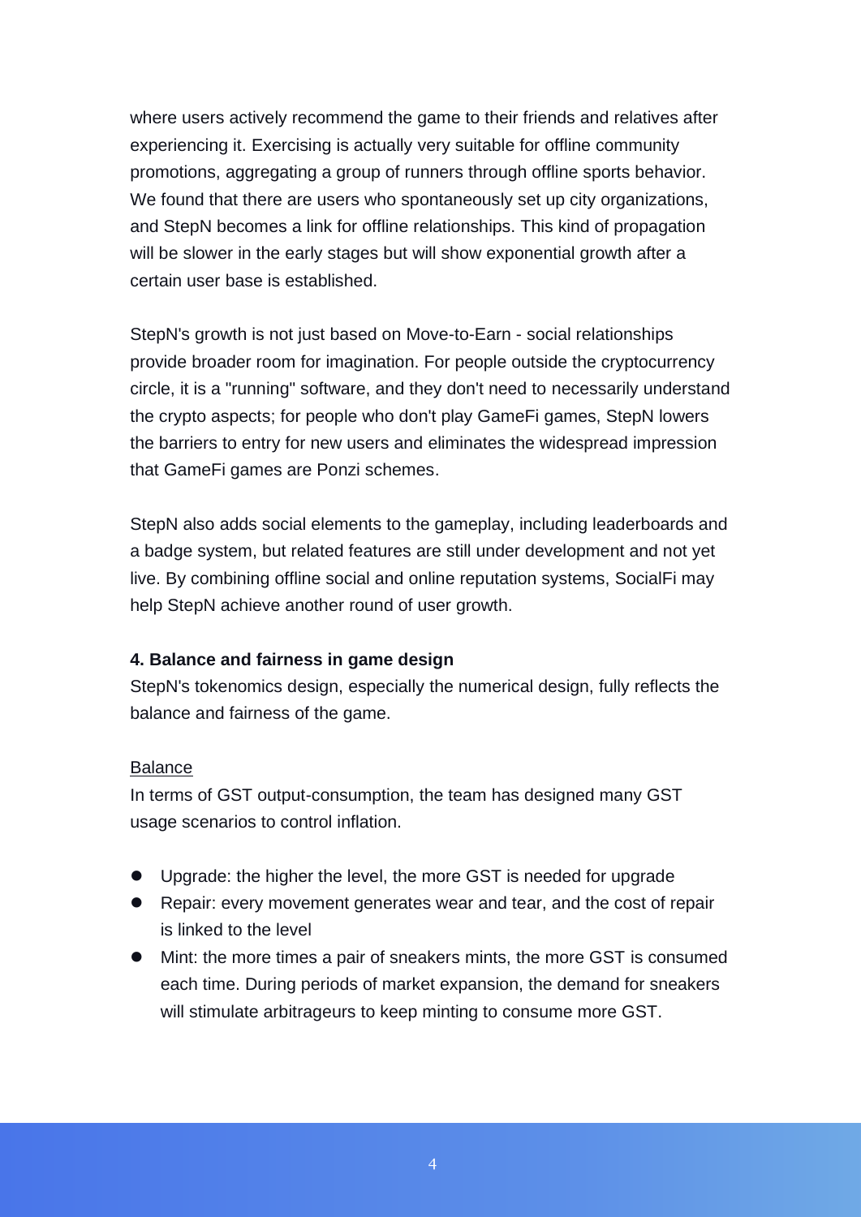where users actively recommend the game to their friends and relatives after experiencing it. Exercising is actually very suitable for offline community promotions, aggregating a group of runners through offline sports behavior. We found that there are users who spontaneously set up city organizations, and StepN becomes a link for offline relationships. This kind of propagation will be slower in the early stages but will show exponential growth after a certain user base is established.

StepN's growth is not just based on Move-to-Earn - social relationships provide broader room for imagination. For people outside the cryptocurrency circle, it is a "running" software, and they don't need to necessarily understand the crypto aspects; for people who don't play GameFi games, StepN lowers the barriers to entry for new users and eliminates the widespread impression that GameFi games are Ponzi schemes.

StepN also adds social elements to the gameplay, including leaderboards and a badge system, but related features are still under development and not yet live. By combining offline social and online reputation systems, SocialFi may help StepN achieve another round of user growth.

**4. Balance and fairness in game design**

StepN's tokenomics design, especially the numerical design, fully reflects the balance and fairness of the game.

<u>Balance</u>

In terms of GST output-consumption, the team has designed many GST usage scenarios to control inflation.

- Upgrade: the higher the level, the more GST is needed for upgrade
- Repair: every movement generates wear and tear, and the cost of repair is linked to the level
- Mint: the more times a pair of sneakers mints, the more GST is consumed each time. During periods of market expansion, the demand for sneakers will stimulate arbitrageurs to keep minting to consume more GST.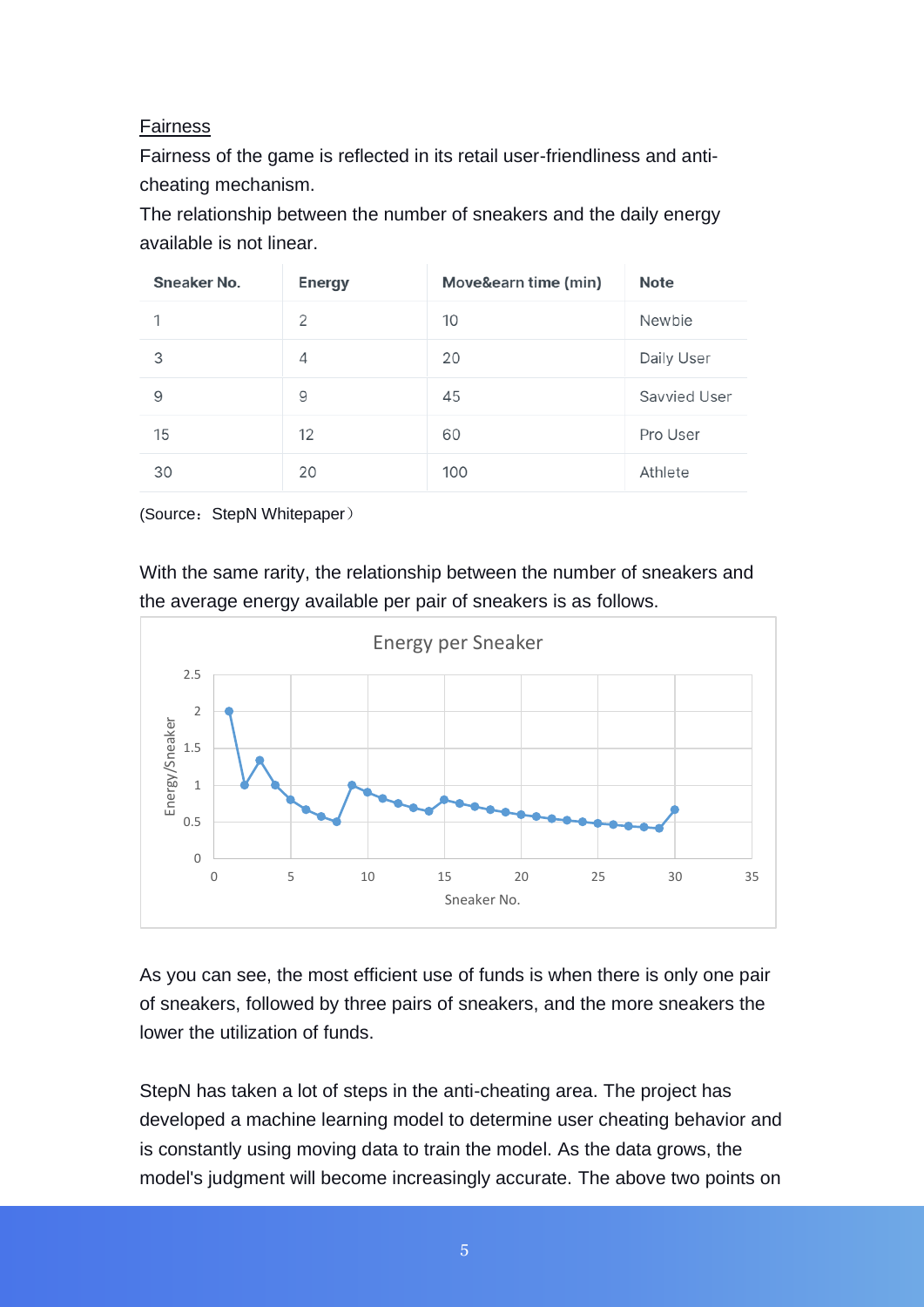Fairness

Fairness of the game is reflected in its retail user-friendliness and anti-cheating mechanism.

The relationship between the number of sneakers and the daily energy available is not linear.

| Sneaker No. | Energy | Move&earn time (min) | Note |
|---|---|---|---|
| 1 | 2 | 10 | Newbie |
| 3 | 4 | 20 | Daily User |
| 9 | 9 | 45 | Savvied User |
| 15 | 12 | 60 | Pro User |
| 30 | 20 | 100 | Athlete |

(Source：StepN Whitepaper）

With the same rarity, the relationship between the number of sneakers and the average energy available per pair of sneakers is as follows.

As you can see, the most efficient use of funds is when there is only one pair of sneakers, followed by three pairs of sneakers, and the more sneakers the lower the utilization of funds.

StepN has taken a lot of steps in the anti-cheating area. The project has developed a machine learning model to determine user cheating behavior and is constantly using moving data to train the model. As the data grows, the model's judgment will become increasingly accurate. The above two points on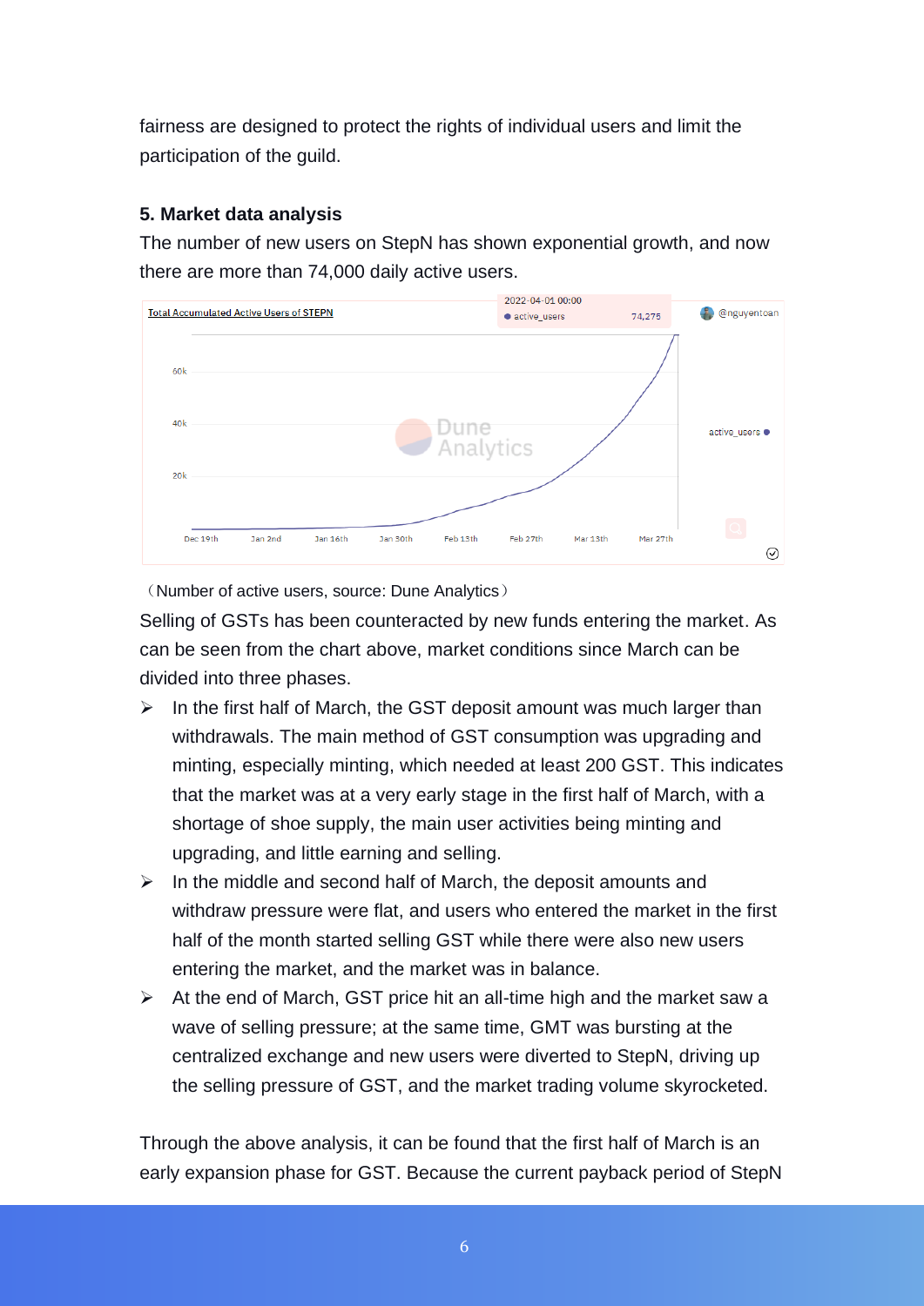fairness are designed to protect the rights of individual users and limit the participation of the guild.

**5. Market data analysis**

The number of new users on StepN has shown exponential growth, and now there are more than 74,000 daily active users.

（Number of active users, source: Dune Analytics）

Selling of GSTs has been counteracted by new funds entering the market. As can be seen from the chart above, market conditions since March can be divided into three phases.

- In the first half of March, the GST deposit amount was much larger than withdrawals. The main method of GST consumption was upgrading and minting, especially minting, which needed at least 200 GST. This indicates that the market was at a very early stage in the first half of March, with a shortage of shoe supply, the main user activities being minting and upgrading, and little earning and selling.
- In the middle and second half of March, the deposit amounts and withdraw pressure were flat, and users who entered the market in the first half of the month started selling GST while there were also new users entering the market, and the market was in balance.
- At the end of March, GST price hit an all-time high and the market saw a wave of selling pressure; at the same time, GMT was bursting at the centralized exchange and new users were diverted to StepN, driving up the selling pressure of GST, and the market trading volume skyrocketed.

Through the above analysis, it can be found that the first half of March is an early expansion phase for GST. Because the current payback period of StepN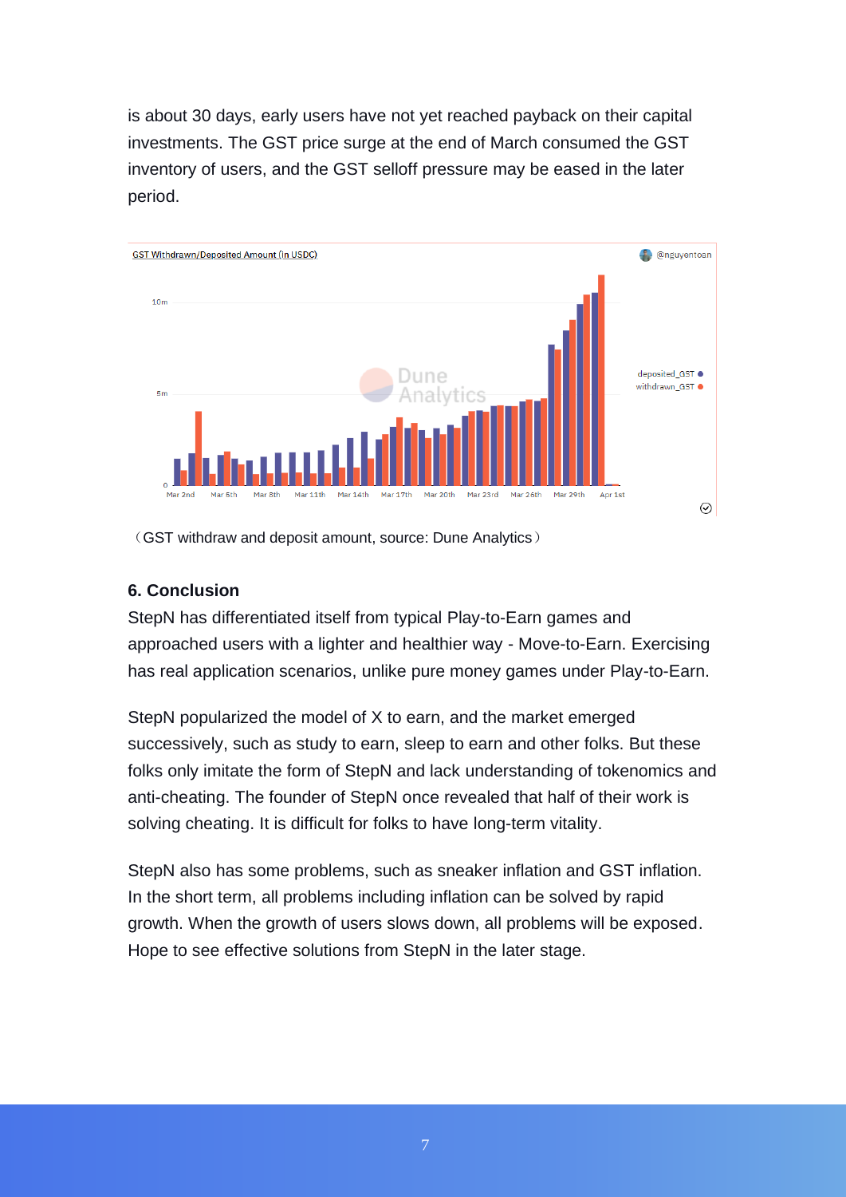is about 30 days, early users have not yet reached payback on their capital investments. The GST price surge at the end of March consumed the GST inventory of users, and the GST selloff pressure may be eased in the later period.

（GST withdraw and deposit amount, source: Dune Analytics）

### 6. Conclusion

StepN has differentiated itself from typical Play-to-Earn games and approached users with a lighter and healthier way - Move-to-Earn. Exercising has real application scenarios, unlike pure money games under Play-to-Earn.

StepN popularized the model of X to earn, and the market emerged successively, such as study to earn, sleep to earn and other folks. But these folks only imitate the form of StepN and lack understanding of tokenomics and anti-cheating. The founder of StepN once revealed that half of their work is solving cheating. It is difficult for folks to have long-term vitality.

StepN also has some problems, such as sneaker inflation and GST inflation. In the short term, all problems including inflation can be solved by rapid growth. When the growth of users slows down, all problems will be exposed. Hope to see effective solutions from StepN in the later stage.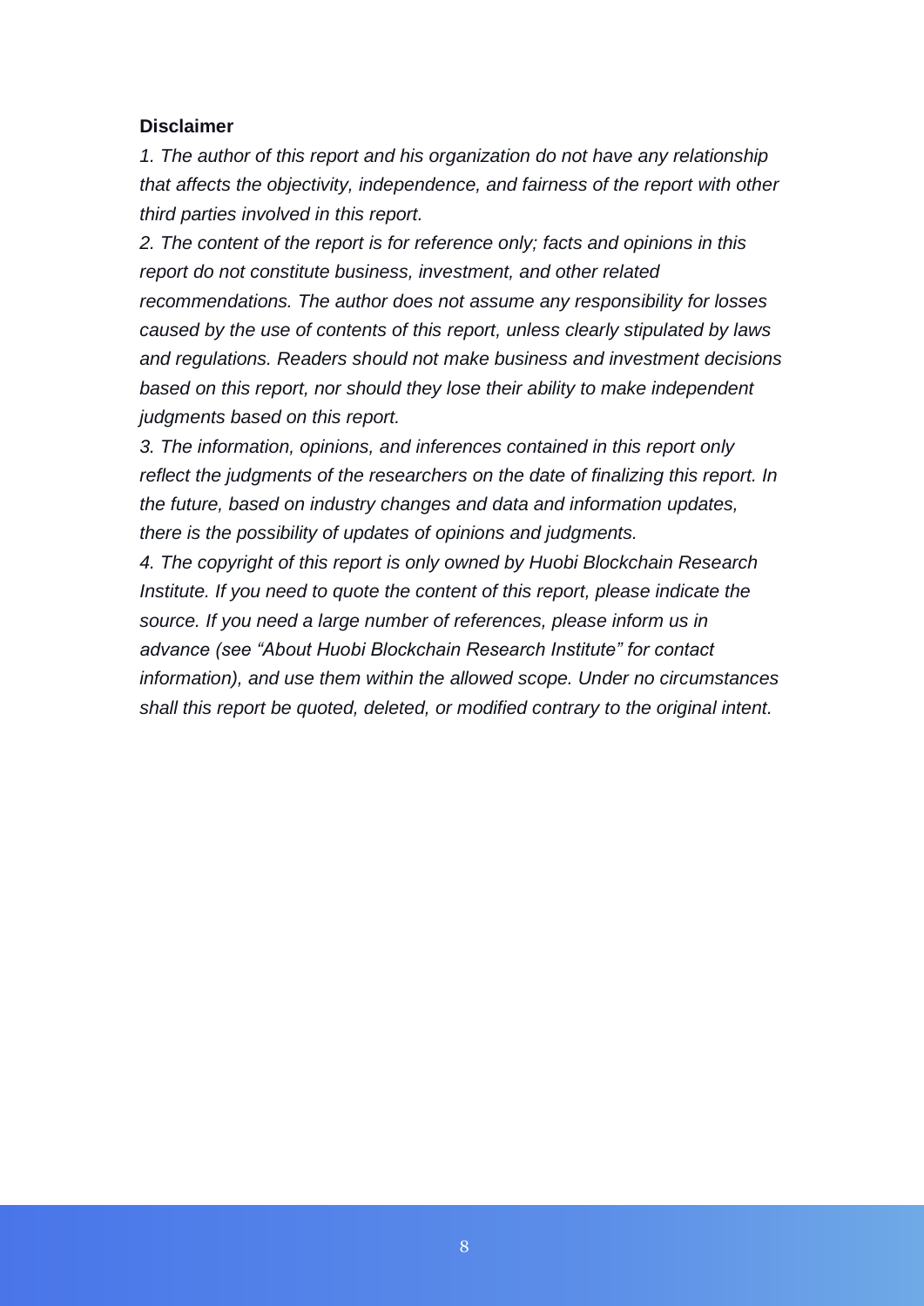**Disclaimer**

*1. The author of this report and his organization do not have any relationship that affects the objectivity, independence, and fairness of the report with other third parties involved in this report.*

*2. The content of the report is for reference only; facts and opinions in this report do not constitute business, investment, and other related recommendations. The author does not assume any responsibility for losses caused by the use of contents of this report, unless clearly stipulated by laws and regulations. Readers should not make business and investment decisions based on this report, nor should they lose their ability to make independent judgments based on this report.*

*3. The information, opinions, and inferences contained in this report only reflect the judgments of the researchers on the date of finalizing this report. In the future, based on industry changes and data and information updates, there is the possibility of updates of opinions and judgments.*

*4. The copyright of this report is only owned by Huobi Blockchain Research Institute. If you need to quote the content of this report, please indicate the source. If you need a large number of references, please inform us in advance (see "About Huobi Blockchain Research Institute" for contact information), and use them within the allowed scope. Under no circumstances shall this report be quoted, deleted, or modified contrary to the original intent.*